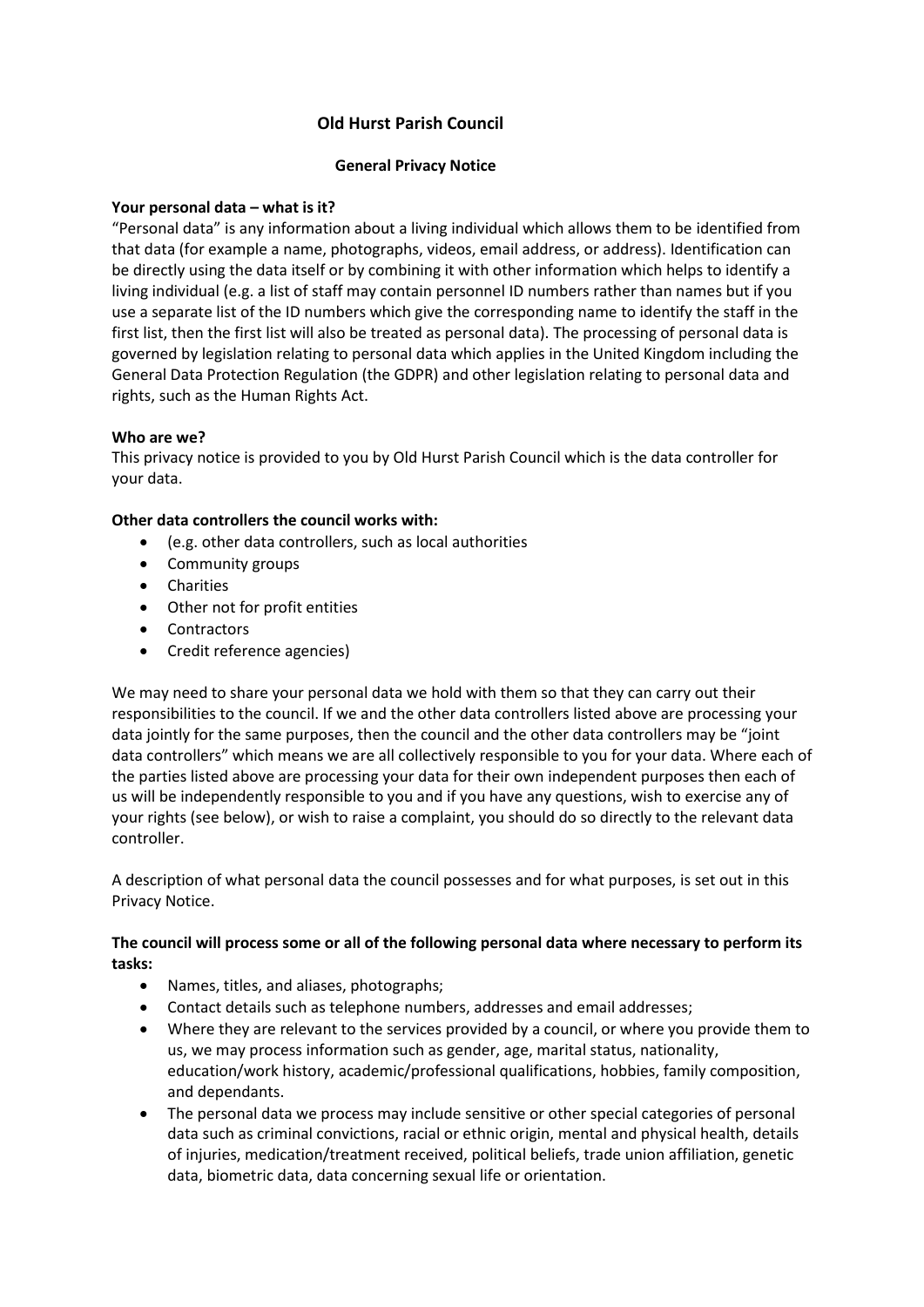# Old Hurst Parish Council

## General Privacy Notice

**Your personal data – what is it?**

"Personal data" is any information about a living individual which allows them to be identified from that data (for example a name, photographs, videos, email address, or address). Identification can be directly using the data itself or by combining it with other information which helps to identify a living individual (e.g. a list of staff may contain personnel ID numbers rather than names but if you use a separate list of the ID numbers which give the corresponding name to identify the staff in the first list, then the first list will also be treated as personal data). The processing of personal data is governed by legislation relating to personal data which applies in the United Kingdom including the General Data Protection Regulation (the GDPR) and other legislation relating to personal data and rights, such as the Human Rights Act.

**Who are we?**

This privacy notice is provided to you by Old Hurst Parish Council which is the data controller for your data.

**Other data controllers the council works with:**

- (e.g. other data controllers, such as local authorities
- Community groups
- Charities
- Other not for profit entities
- Contractors
- Credit reference agencies)

We may need to share your personal data we hold with them so that they can carry out their responsibilities to the council. If we and the other data controllers listed above are processing your data jointly for the same purposes, then the council and the other data controllers may be "joint data controllers" which means we are all collectively responsible to you for your data. Where each of the parties listed above are processing your data for their own independent purposes then each of us will be independently responsible to you and if you have any questions, wish to exercise any of your rights (see below), or wish to raise a complaint, you should do so directly to the relevant data controller.

A description of what personal data the council possesses and for what purposes, is set out in this Privacy Notice.

**The council will process some or all of the following personal data where necessary to perform its tasks:**

- Names, titles, and aliases, photographs;
- Contact details such as telephone numbers, addresses and email addresses;
- Where they are relevant to the services provided by a council, or where you provide them to us, we may process information such as gender, age, marital status, nationality, education/work history, academic/professional qualifications, hobbies, family composition, and dependants.
- The personal data we process may include sensitive or other special categories of personal data such as criminal convictions, racial or ethnic origin, mental and physical health, details of injuries, medication/treatment received, political beliefs, trade union affiliation, genetic data, biometric data, data concerning sexual life or orientation.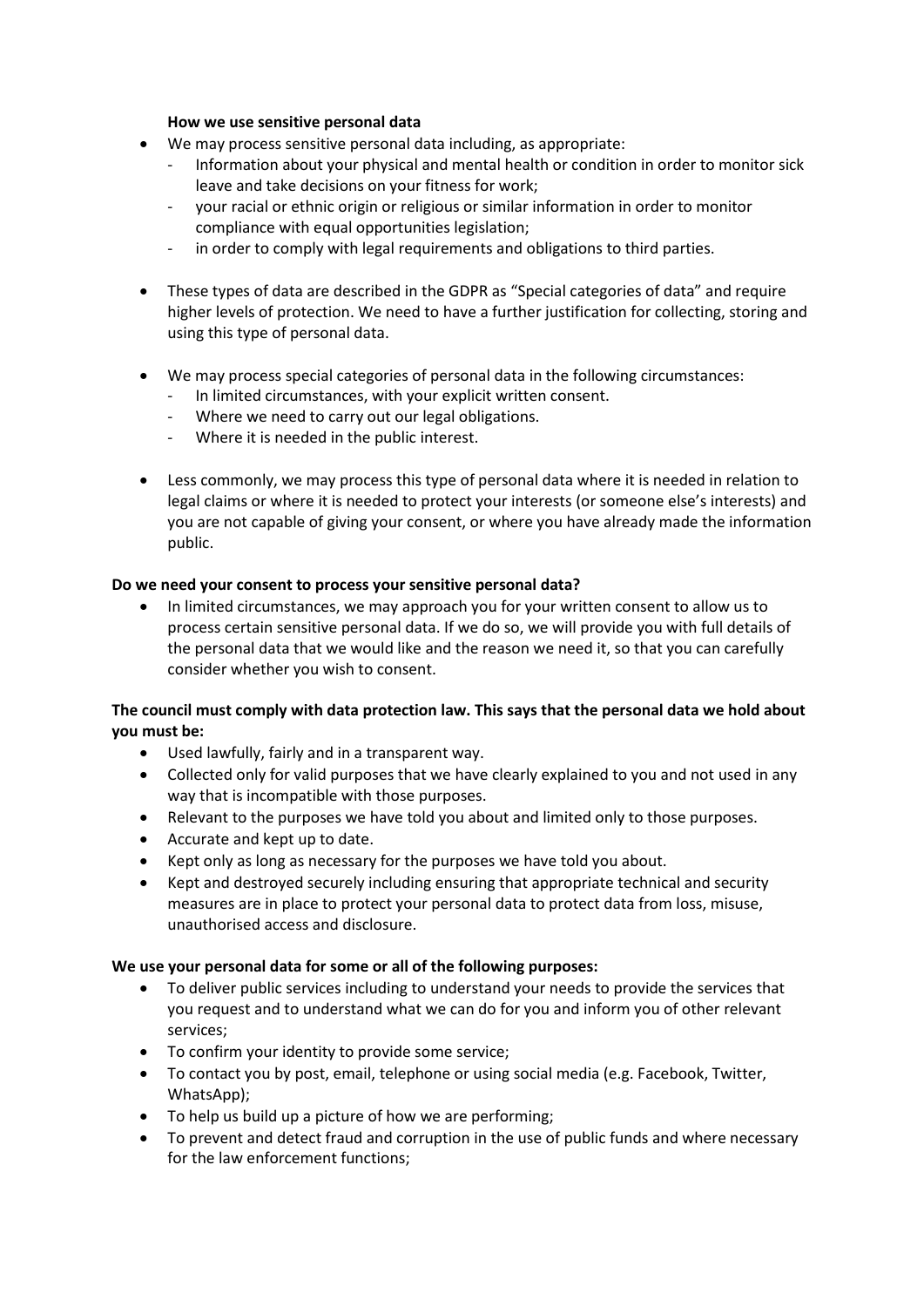### How we use sensitive personal data

- We may process sensitive personal data including, as appropriate:
  - Information about your physical and mental health or condition in order to monitor sick leave and take decisions on your fitness for work;
  - your racial or ethnic origin or religious or similar information in order to monitor compliance with equal opportunities legislation;
  - in order to comply with legal requirements and obligations to third parties.

- These types of data are described in the GDPR as "Special categories of data" and require higher levels of protection. We need to have a further justification for collecting, storing and using this type of personal data.

- We may process special categories of personal data in the following circumstances:
  - In limited circumstances, with your explicit written consent.
  - Where we need to carry out our legal obligations.
  - Where it is needed in the public interest.

- Less commonly, we may process this type of personal data where it is needed in relation to legal claims or where it is needed to protect your interests (or someone else's interests) and you are not capable of giving your consent, or where you have already made the information public.

**Do we need your consent to process your sensitive personal data?**

- In limited circumstances, we may approach you for your written consent to allow us to process certain sensitive personal data. If we do so, we will provide you with full details of the personal data that we would like and the reason we need it, so that you can carefully consider whether you wish to consent.

**The council must comply with data protection law. This says that the personal data we hold about you must be:**

- Used lawfully, fairly and in a transparent way.
- Collected only for valid purposes that we have clearly explained to you and not used in any way that is incompatible with those purposes.
- Relevant to the purposes we have told you about and limited only to those purposes.
- Accurate and kept up to date.
- Kept only as long as necessary for the purposes we have told you about.
- Kept and destroyed securely including ensuring that appropriate technical and security measures are in place to protect your personal data to protect data from loss, misuse, unauthorised access and disclosure.

**We use your personal data for some or all of the following purposes:**

- To deliver public services including to understand your needs to provide the services that you request and to understand what we can do for you and inform you of other relevant services;
- To confirm your identity to provide some service;
- To contact you by post, email, telephone or using social media (e.g. Facebook, Twitter, WhatsApp);
- To help us build up a picture of how we are performing;
- To prevent and detect fraud and corruption in the use of public funds and where necessary for the law enforcement functions;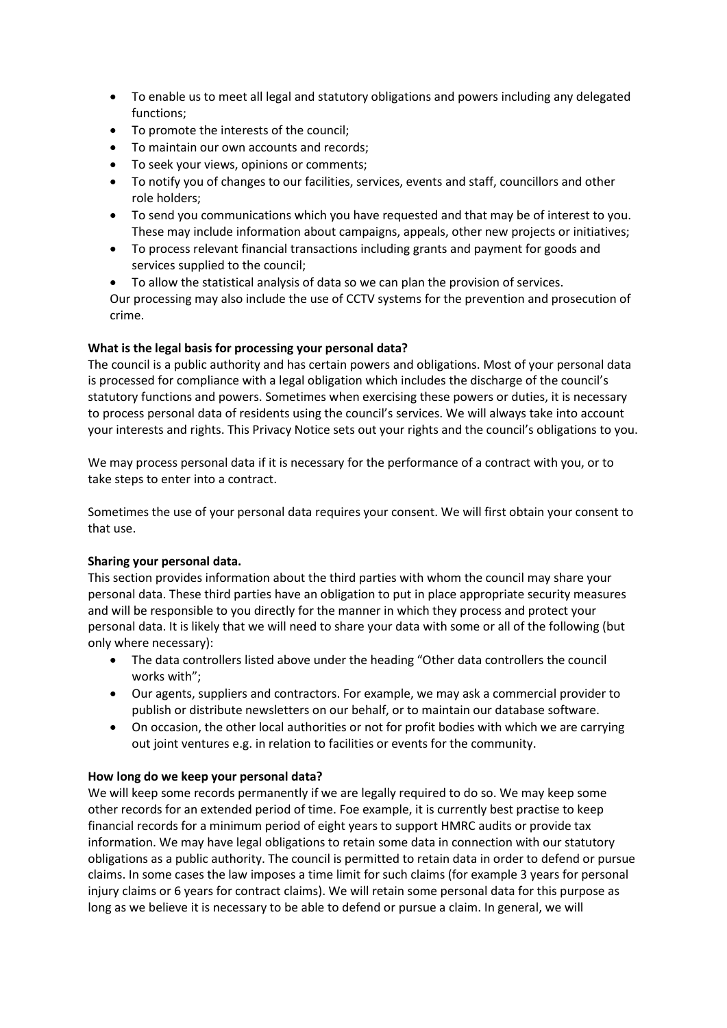- To enable us to meet all legal and statutory obligations and powers including any delegated functions;
- To promote the interests of the council;
- To maintain our own accounts and records;
- To seek your views, opinions or comments;
- To notify you of changes to our facilities, services, events and staff, councillors and other role holders;
- To send you communications which you have requested and that may be of interest to you. These may include information about campaigns, appeals, other new projects or initiatives;
- To process relevant financial transactions including grants and payment for goods and services supplied to the council;
- To allow the statistical analysis of data so we can plan the provision of services.

Our processing may also include the use of CCTV systems for the prevention and prosecution of crime.

**What is the legal basis for processing your personal data?**

The council is a public authority and has certain powers and obligations. Most of your personal data is processed for compliance with a legal obligation which includes the discharge of the council's statutory functions and powers. Sometimes when exercising these powers or duties, it is necessary to process personal data of residents using the council's services. We will always take into account your interests and rights. This Privacy Notice sets out your rights and the council's obligations to you.

We may process personal data if it is necessary for the performance of a contract with you, or to take steps to enter into a contract.

Sometimes the use of your personal data requires your consent. We will first obtain your consent to that use.

**Sharing your personal data.**

This section provides information about the third parties with whom the council may share your personal data. These third parties have an obligation to put in place appropriate security measures and will be responsible to you directly for the manner in which they process and protect your personal data. It is likely that we will need to share your data with some or all of the following (but only where necessary):

- The data controllers listed above under the heading "Other data controllers the council works with";
- Our agents, suppliers and contractors. For example, we may ask a commercial provider to publish or distribute newsletters on our behalf, or to maintain our database software.
- On occasion, the other local authorities or not for profit bodies with which we are carrying out joint ventures e.g. in relation to facilities or events for the community.

**How long do we keep your personal data?**

We will keep some records permanently if we are legally required to do so. We may keep some other records for an extended period of time. Foe example, it is currently best practise to keep financial records for a minimum period of eight years to support HMRC audits or provide tax information. We may have legal obligations to retain some data in connection with our statutory obligations as a public authority. The council is permitted to retain data in order to defend or pursue claims. In some cases the law imposes a time limit for such claims (for example 3 years for personal injury claims or 6 years for contract claims). We will retain some personal data for this purpose as long as we believe it is necessary to be able to defend or pursue a claim. In general, we will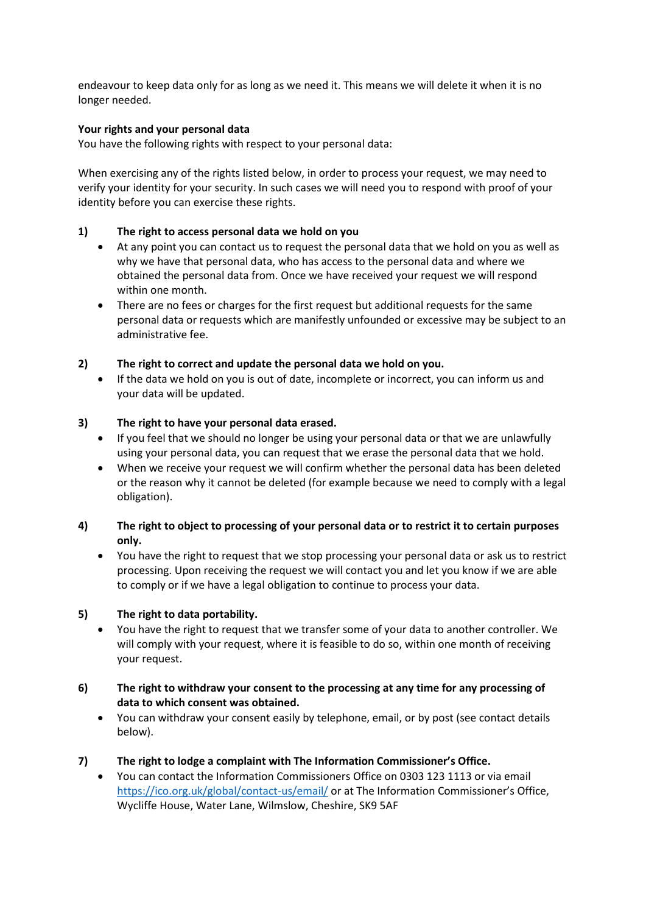endeavour to keep data only for as long as we need it. This means we will delete it when it is no longer needed.

**Your rights and your personal data**

You have the following rights with respect to your personal data:

When exercising any of the rights listed below, in order to process your request, we may need to verify your identity for your security. In such cases we will need you to respond with proof of your identity before you can exercise these rights.

**1) The right to access personal data we hold on you**

- At any point you can contact us to request the personal data that we hold on you as well as why we have that personal data, who has access to the personal data and where we obtained the personal data from. Once we have received your request we will respond within one month.
- There are no fees or charges for the first request but additional requests for the same personal data or requests which are manifestly unfounded or excessive may be subject to an administrative fee.

**2) The right to correct and update the personal data we hold on you.**

- If the data we hold on you is out of date, incomplete or incorrect, you can inform us and your data will be updated.

**3) The right to have your personal data erased.**

- If you feel that we should no longer be using your personal data or that we are unlawfully using your personal data, you can request that we erase the personal data that we hold.
- When we receive your request we will confirm whether the personal data has been deleted or the reason why it cannot be deleted (for example because we need to comply with a legal obligation).

**4) The right to object to processing of your personal data or to restrict it to certain purposes only.**

- You have the right to request that we stop processing your personal data or ask us to restrict processing. Upon receiving the request we will contact you and let you know if we are able to comply or if we have a legal obligation to continue to process your data.

**5) The right to data portability.**

- You have the right to request that we transfer some of your data to another controller. We will comply with your request, where it is feasible to do so, within one month of receiving your request.

**6) The right to withdraw your consent to the processing at any time for any processing of data to which consent was obtained.**

- You can withdraw your consent easily by telephone, email, or by post (see contact details below).

**7) The right to lodge a complaint with The Information Commissioner's Office.**

- You can contact the Information Commissioners Office on 0303 123 1113 or via email https://ico.org.uk/global/contact-us/email/ or at The Information Commissioner's Office, Wycliffe House, Water Lane, Wilmslow, Cheshire, SK9 5AF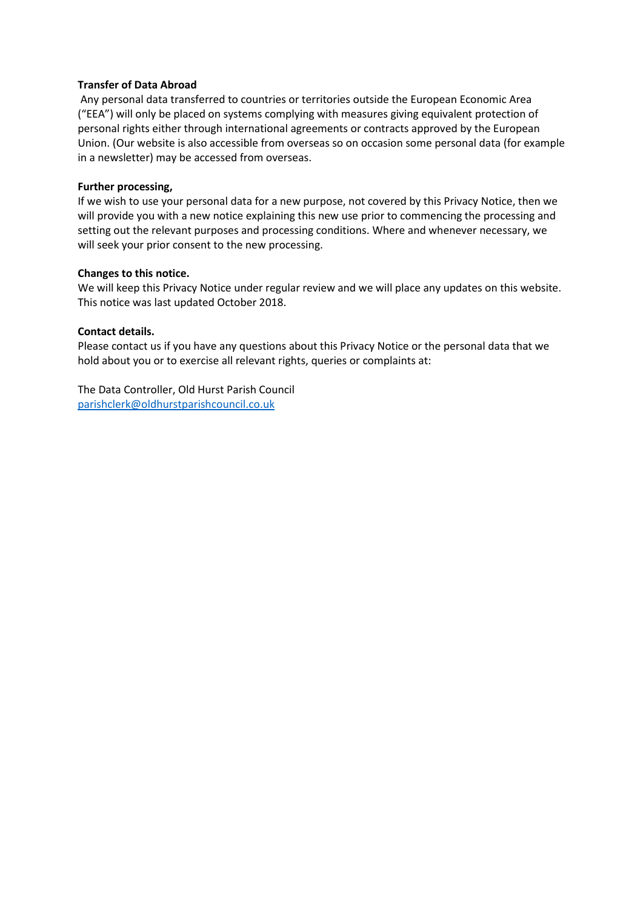**Transfer of Data Abroad**

Any personal data transferred to countries or territories outside the European Economic Area ("EEA") will only be placed on systems complying with measures giving equivalent protection of personal rights either through international agreements or contracts approved by the European Union. (Our website is also accessible from overseas so on occasion some personal data (for example in a newsletter) may be accessed from overseas.

**Further processing,**

If we wish to use your personal data for a new purpose, not covered by this Privacy Notice, then we will provide you with a new notice explaining this new use prior to commencing the processing and setting out the relevant purposes and processing conditions. Where and whenever necessary, we will seek your prior consent to the new processing.

**Changes to this notice.**

We will keep this Privacy Notice under regular review and we will place any updates on this website. This notice was last updated October 2018.

**Contact details.**

Please contact us if you have any questions about this Privacy Notice or the personal data that we hold about you or to exercise all relevant rights, queries or complaints at:

The Data Controller, Old Hurst Parish Council
parishclerk@oldhurstparishcouncil.co.uk